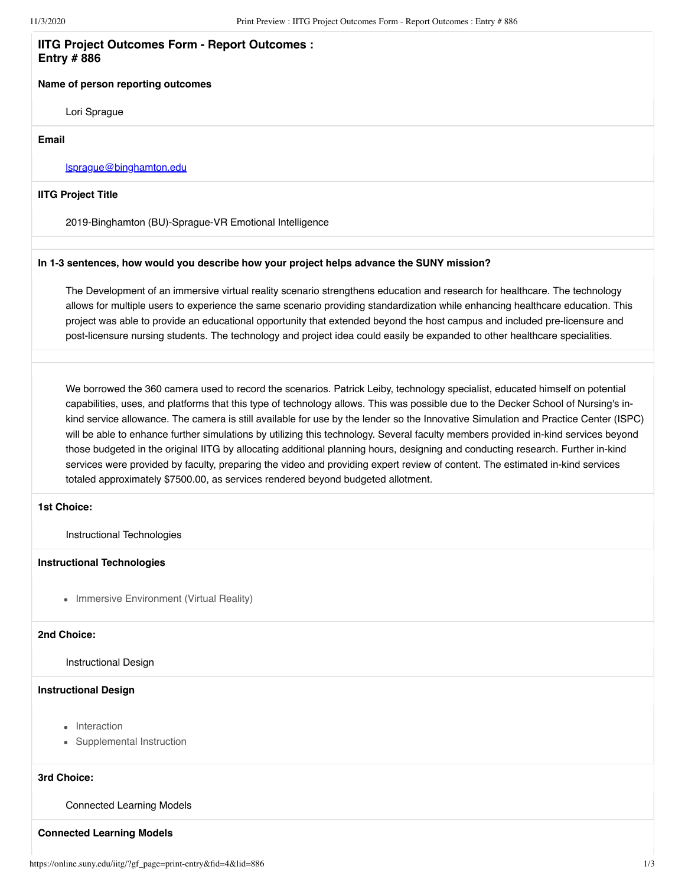## IITG Project Outcomes Form - Report Outcomes : Entry # 886

**Name of person reporting outcomes**

Lori Sprague

**Email**

lsprague@binghamton.edu

**IITG Project Title**

2019-Binghamton (BU)-Sprague-VR Emotional Intelligence

**In 1-3 sentences, how would you describe how your project helps advance the SUNY mission?**

The Development of an immersive virtual reality scenario strengthens education and research for healthcare. The technology allows for multiple users to experience the same scenario providing standardization while enhancing healthcare education. This project was able to provide an educational opportunity that extended beyond the host campus and included pre-licensure and post-licensure nursing students. The technology and project idea could easily be expanded to other healthcare specialities.

We borrowed the 360 camera used to record the scenarios. Patrick Leiby, technology specialist, educated himself on potential capabilities, uses, and platforms that this type of technology allows. This was possible due to the Decker School of Nursing's in-kind service allowance. The camera is still available for use by the lender so the Innovative Simulation and Practice Center (ISPC) will be able to enhance further simulations by utilizing this technology. Several faculty members provided in-kind services beyond those budgeted in the original IITG by allocating additional planning hours, designing and conducting research. Further in-kind services were provided by faculty, preparing the video and providing expert review of content. The estimated in-kind services totaled approximately $7500.00, as services rendered beyond budgeted allotment.

**1st Choice:**

Instructional Technologies

**Instructional Technologies**

- Immersive Environment (Virtual Reality)

**2nd Choice:**

Instructional Design

**Instructional Design**

- Interaction
- Supplemental Instruction

**3rd Choice:**

Connected Learning Models

**Connected Learning Models**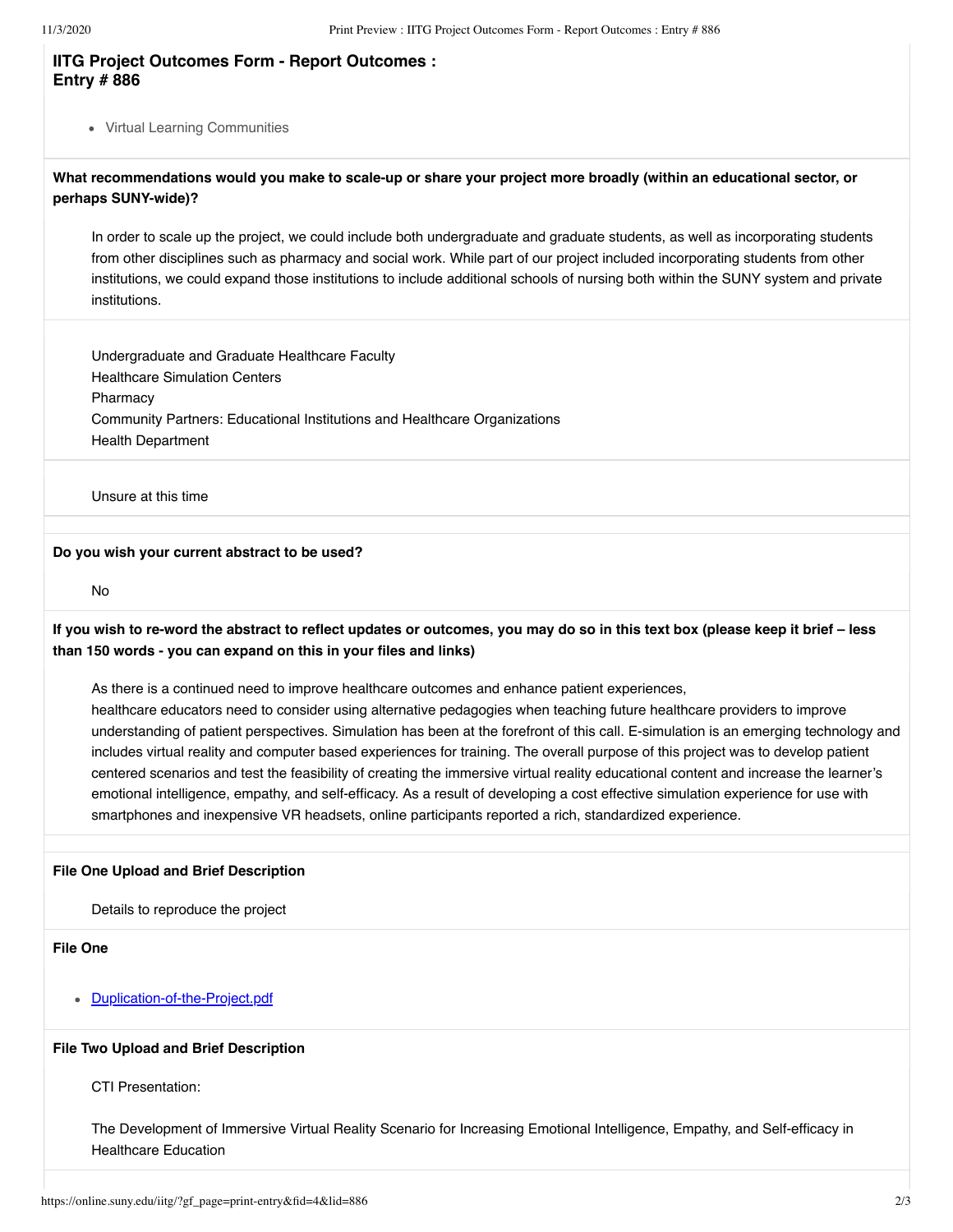## IITG Project Outcomes Form - Report Outcomes : Entry # 886

- Virtual Learning Communities

**What recommendations would you make to scale-up or share your project more broadly (within an educational sector, or perhaps SUNY-wide)?**

In order to scale up the project, we could include both undergraduate and graduate students, as well as incorporating students from other disciplines such as pharmacy and social work. While part of our project included incorporating students from other institutions, we could expand those institutions to include additional schools of nursing both within the SUNY system and private institutions.

Undergraduate and Graduate Healthcare Faculty
Healthcare Simulation Centers
Pharmacy
Community Partners: Educational Institutions and Healthcare Organizations
Health Department

Unsure at this time

**Do you wish your current abstract to be used?**

No

**If you wish to re-word the abstract to reflect updates or outcomes, you may do so in this text box (please keep it brief – less than 150 words - you can expand on this in your files and links)**

As there is a continued need to improve healthcare outcomes and enhance patient experiences,
healthcare educators need to consider using alternative pedagogies when teaching future healthcare providers to improve understanding of patient perspectives. Simulation has been at the forefront of this call. E-simulation is an emerging technology and includes virtual reality and computer based experiences for training. The overall purpose of this project was to develop patient centered scenarios and test the feasibility of creating the immersive virtual reality educational content and increase the learner's emotional intelligence, empathy, and self-efficacy. As a result of developing a cost effective simulation experience for use with smartphones and inexpensive VR headsets, online participants reported a rich, standardized experience.

**File One Upload and Brief Description**

Details to reproduce the project

**File One**

- Duplication-of-the-Project.pdf

**File Two Upload and Brief Description**

CTI Presentation:

The Development of Immersive Virtual Reality Scenario for Increasing Emotional Intelligence, Empathy, and Self-efficacy in Healthcare Education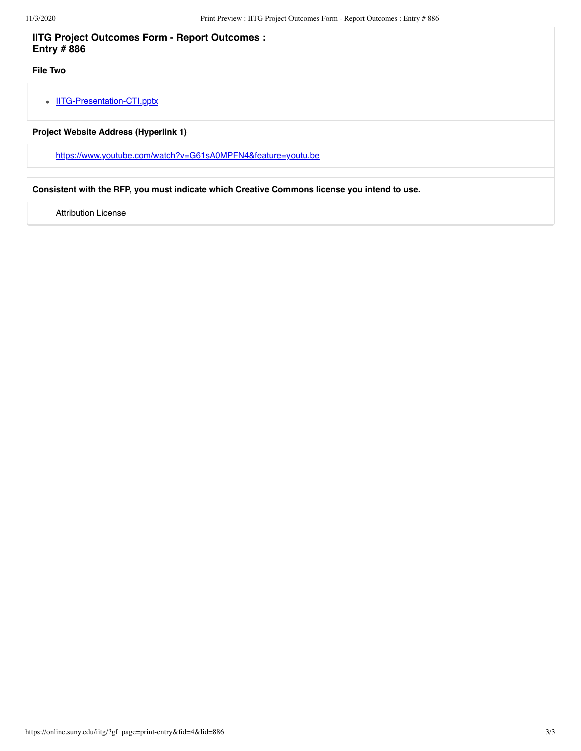## IITG Project Outcomes Form - Report Outcomes : Entry # 886

**File Two**

- [IITG-Presentation-CTI.pptx](IITG-Presentation-CTI.pptx)

**Project Website Address (Hyperlink 1)**

https://www.youtube.com/watch?v=G61sA0MPFN4&feature=youtu.be

**Consistent with the RFP, you must indicate which Creative Commons license you intend to use.**

Attribution License